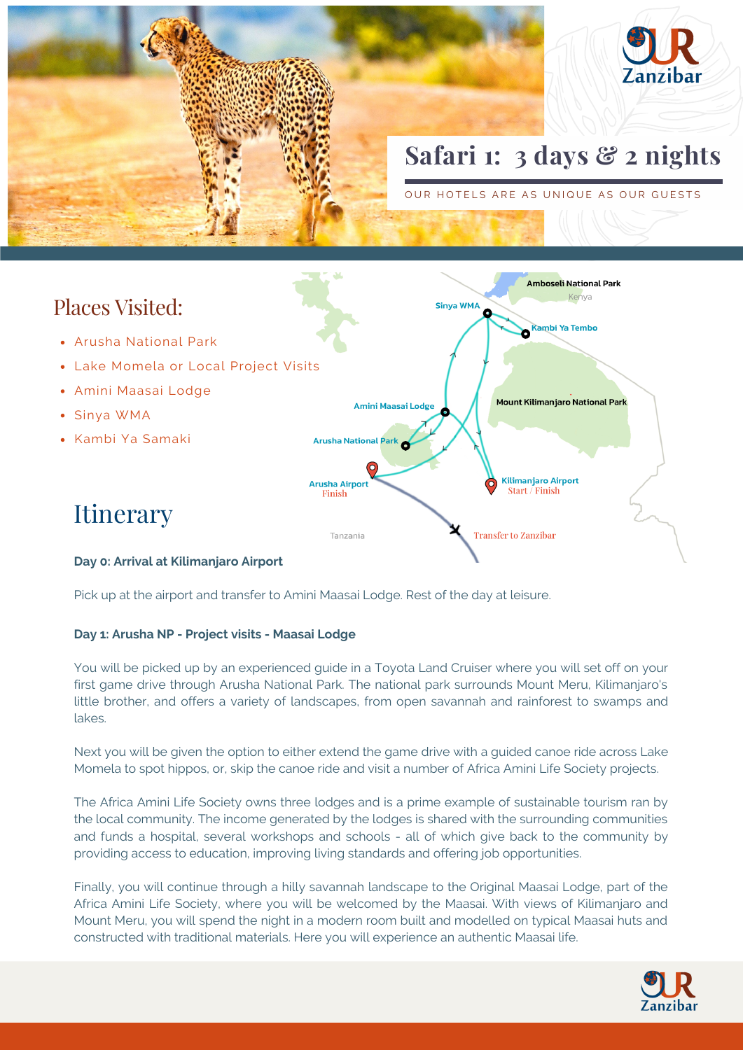# Safari 1: 3 days & 2 nights

OUR HOTELS ARE AS UNIQUE AS OUR GUESTS

## Places Visited:

- Arusha National Park
- Lake Momela or Local Project Visits
- Amini Maasai Lodge
- Sinya WMA
- Kambi Ya Samaki

## Itinerary

**Day 0: Arrival at Kilimanjaro Airport**

Pick up at the airport and transfer to Amini Maasai Lodge. Rest of the day at leisure.

**Day 1: Arusha NP - Project visits - Maasai Lodge**

You will be picked up by an experienced guide in a Toyota Land Cruiser where you will set off on your first game drive through Arusha National Park. The national park surrounds Mount Meru, Kilimanjaro's little brother, and offers a variety of landscapes, from open savannah and rainforest to swamps and lakes.

Next you will be given the option to either extend the game drive with a guided canoe ride across Lake Momela to spot hippos, or, skip the canoe ride and visit a number of Africa Amini Life Society projects.

The Africa Amini Life Society owns three lodges and is a prime example of sustainable tourism ran by the local community. The income generated by the lodges is shared with the surrounding communities and funds a hospital, several workshops and schools - all of which give back to the community by providing access to education, improving living standards and offering job opportunities.

Finally, you will continue through a hilly savannah landscape to the Original Maasai Lodge, part of the Africa Amini Life Society, where you will be welcomed by the Maasai. With views of Kilimanjaro and Mount Meru, you will spend the night in a modern room built and modelled on typical Maasai huts and constructed with traditional materials. Here you will experience an authentic Maasai life.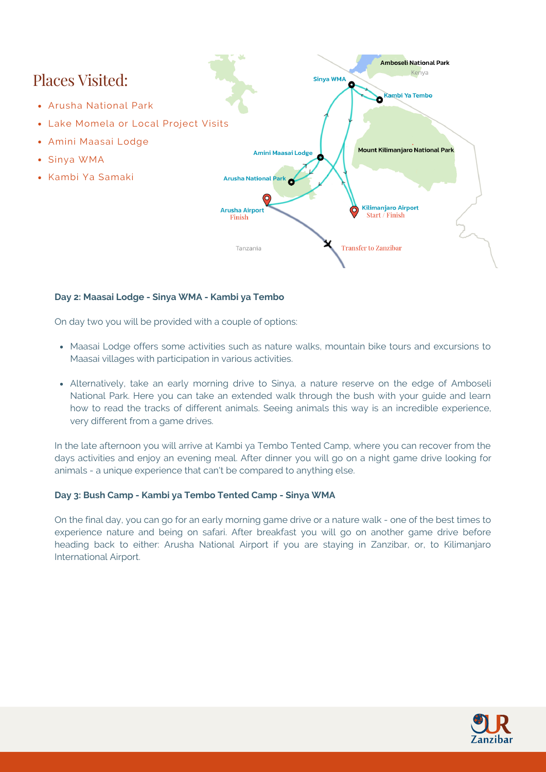# Places Visited:

- Arusha National Park
- Lake Momela or Local Project Visits
- Amini Maasai Lodge
- Sinya WMA
- Kambi Ya Samaki

Amboseli National Park
Kenya
Sinya WMA
Kambi Ya Tembo
Amini Maasai Lodge
Mount Kilimanjaro National Park
Arusha National Park
Arusha Airport
Finish
Kilimanjaro Airport
Start / Finish
Tanzania
Transfer to Zanzibar

**Day 2: Maasai Lodge - Sinya WMA - Kambi ya Tembo**

On day two you will be provided with a couple of options:

- Maasai Lodge offers some activities such as nature walks, mountain bike tours and excursions to Maasai villages with participation in various activities.
- Alternatively, take an early morning drive to Sinya, a nature reserve on the edge of Amboseli National Park. Here you can take an extended walk through the bush with your guide and learn how to read the tracks of different animals. Seeing animals this way is an incredible experience, very different from a game drives.

In the late afternoon you will arrive at Kambi ya Tembo Tented Camp, where you can recover from the days activities and enjoy an evening meal. After dinner you will go on a night game drive looking for animals - a unique experience that can't be compared to anything else.

**Day 3: Bush Camp - Kambi ya Tembo Tented Camp - Sinya WMA**

On the final day, you can go for an early morning game drive or a nature walk - one of the best times to experience nature and being on safari. After breakfast you will go on another game drive before heading back to either: Arusha National Airport if you are staying in Zanzibar, or, to Kilimanjaro International Airport.